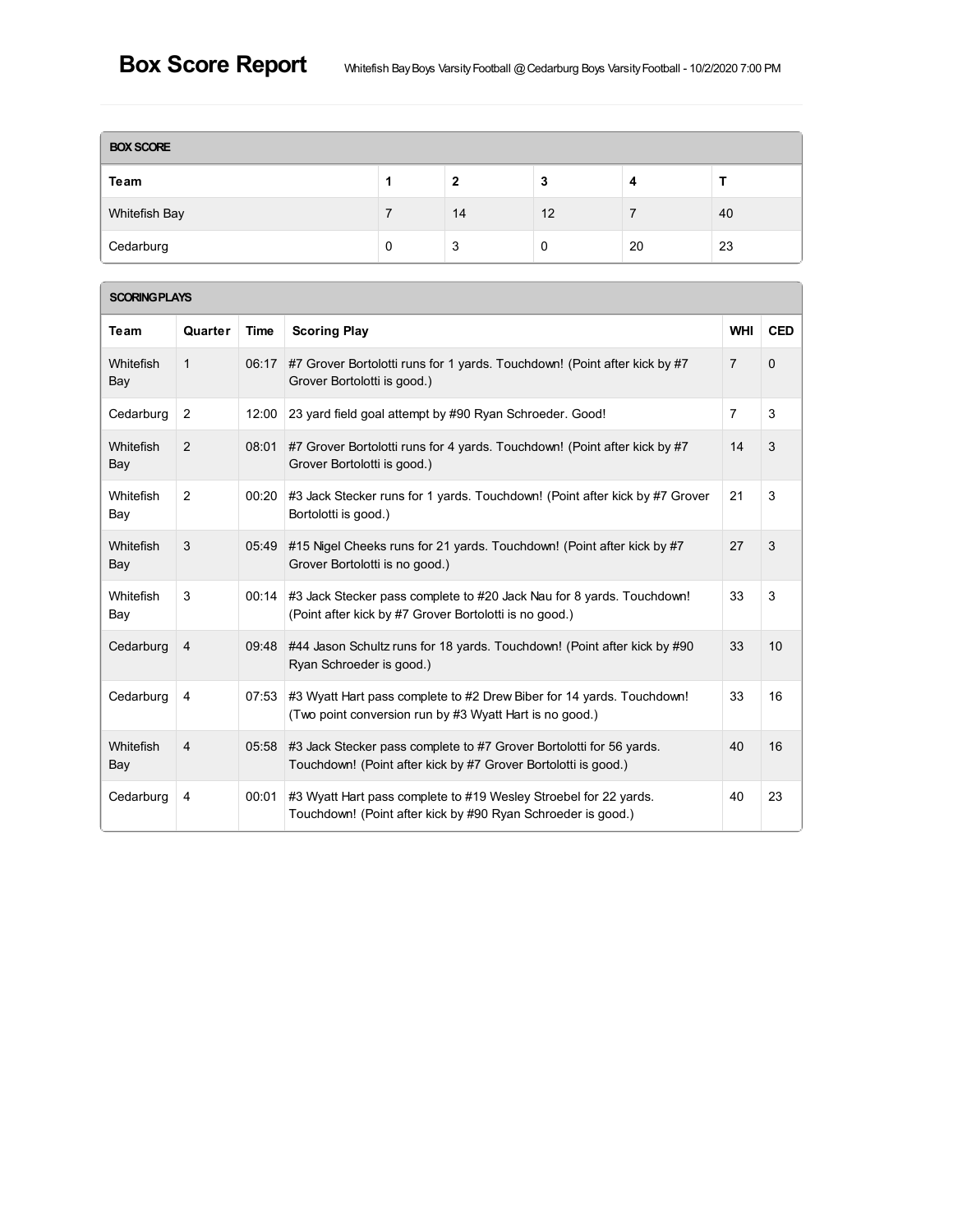# Box Score Report

Whitefish Bay Boys Varsity Football @ Cedarburg Boys Varsity Football - 10/2/2020 7:00 PM

## BOX SCORE

| Team | 1 | 2 | 3 | 4 | T |
|---|---|---|---|---|---|
| Whitefish Bay | 7 | 14 | 12 | 7 | 40 |
| Cedarburg | 0 | 3 | 0 | 20 | 23 |

## SCORING PLAYS

| Team | Quarter | Time | Scoring Play | WHI | CED |
|---|---|---|---|---|---|
| Whitefish Bay | 1 | 06:17 | #7 Grover Bortolotti runs for 1 yards. Touchdown! (Point after kick by #7 Grover Bortolotti is good.) | 7 | 0 |
| Cedarburg | 2 | 12:00 | 23 yard field goal attempt by #90 Ryan Schroeder. Good! | 7 | 3 |
| Whitefish Bay | 2 | 08:01 | #7 Grover Bortolotti runs for 4 yards. Touchdown! (Point after kick by #7 Grover Bortolotti is good.) | 14 | 3 |
| Whitefish Bay | 2 | 00:20 | #3 Jack Stecker runs for 1 yards. Touchdown! (Point after kick by #7 Grover Bortolotti is good.) | 21 | 3 |
| Whitefish Bay | 3 | 05:49 | #15 Nigel Cheeks runs for 21 yards. Touchdown! (Point after kick by #7 Grover Bortolotti is no good.) | 27 | 3 |
| Whitefish Bay | 3 | 00:14 | #3 Jack Stecker pass complete to #20 Jack Nau for 8 yards. Touchdown! (Point after kick by #7 Grover Bortolotti is no good.) | 33 | 3 |
| Cedarburg | 4 | 09:48 | #44 Jason Schultz runs for 18 yards. Touchdown! (Point after kick by #90 Ryan Schroeder is good.) | 33 | 10 |
| Cedarburg | 4 | 07:53 | #3 Wyatt Hart pass complete to #2 Drew Biber for 14 yards. Touchdown! (Two point conversion run by #3 Wyatt Hart is no good.) | 33 | 16 |
| Whitefish Bay | 4 | 05:58 | #3 Jack Stecker pass complete to #7 Grover Bortolotti for 56 yards. Touchdown! (Point after kick by #7 Grover Bortolotti is good.) | 40 | 16 |
| Cedarburg | 4 | 00:01 | #3 Wyatt Hart pass complete to #19 Wesley Stroebel for 22 yards. Touchdown! (Point after kick by #90 Ryan Schroeder is good.) | 40 | 23 |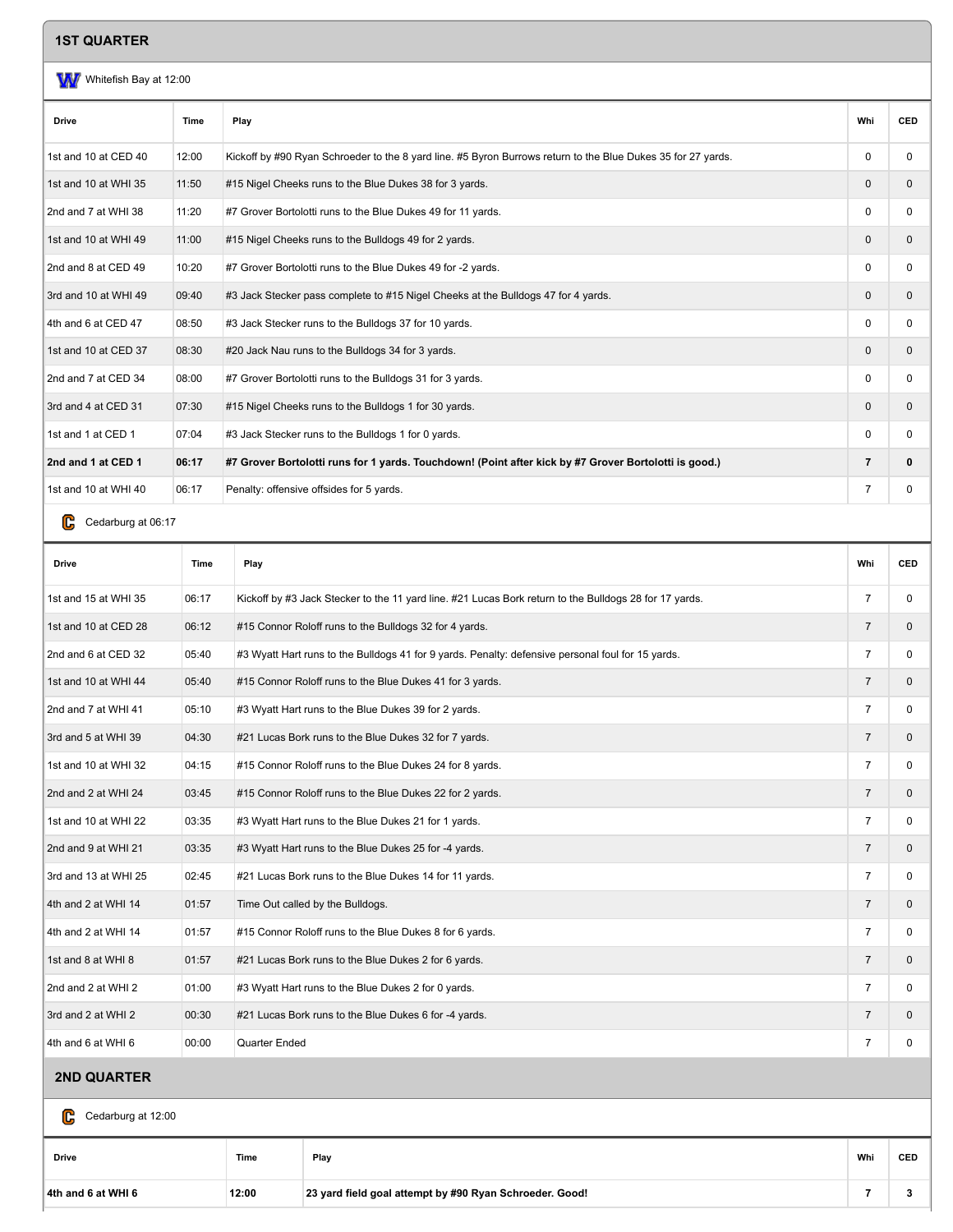## 1ST QUARTER

Whitefish Bay at 12:00

| Drive | Time | Play | Whi | CED |
|---|---|---|---|---|
| 1st and 10 at CED 40 | 12:00 | Kickoff by #90 Ryan Schroeder to the 8 yard line. #5 Byron Burrows return to the Blue Dukes 35 for 27 yards. | 0 | 0 |
| 1st and 10 at WHI 35 | 11:50 | #15 Nigel Cheeks runs to the Blue Dukes 38 for 3 yards. | 0 | 0 |
| 2nd and 7 at WHI 38 | 11:20 | #7 Grover Bortolotti runs to the Blue Dukes 49 for 11 yards. | 0 | 0 |
| 1st and 10 at WHI 49 | 11:00 | #15 Nigel Cheeks runs to the Bulldogs 49 for 2 yards. | 0 | 0 |
| 2nd and 8 at CED 49 | 10:20 | #7 Grover Bortolotti runs to the Blue Dukes 49 for -2 yards. | 0 | 0 |
| 3rd and 10 at WHI 49 | 09:40 | #3 Jack Stecker pass complete to #15 Nigel Cheeks at the Bulldogs 47 for 4 yards. | 0 | 0 |
| 4th and 6 at CED 47 | 08:50 | #3 Jack Stecker runs to the Bulldogs 37 for 10 yards. | 0 | 0 |
| 1st and 10 at CED 37 | 08:30 | #20 Jack Nau runs to the Bulldogs 34 for 3 yards. | 0 | 0 |
| 2nd and 7 at CED 34 | 08:00 | #7 Grover Bortolotti runs to the Bulldogs 31 for 3 yards. | 0 | 0 |
| 3rd and 4 at CED 31 | 07:30 | #15 Nigel Cheeks runs to the Bulldogs 1 for 30 yards. | 0 | 0 |
| 1st and 1 at CED 1 | 07:04 | #3 Jack Stecker runs to the Bulldogs 1 for 0 yards. | 0 | 0 |
| **2nd and 1 at CED 1** | **06:17** | **#7 Grover Bortolotti runs for 1 yards. Touchdown! (Point after kick by #7 Grover Bortolotti is good.)** | **7** | **0** |
| 1st and 10 at WHI 40 | 06:17 | Penalty: offensive offsides for 5 yards. | 7 | 0 |

Cedarburg at 06:17

| Drive | Time | Play | Whi | CED |
|---|---|---|---|---|
| 1st and 15 at WHI 35 | 06:17 | Kickoff by #3 Jack Stecker to the 11 yard line. #21 Lucas Bork return to the Bulldogs 28 for 17 yards. | 7 | 0 |
| 1st and 10 at CED 28 | 06:12 | #15 Connor Roloff runs to the Bulldogs 32 for 4 yards. | 7 | 0 |
| 2nd and 6 at CED 32 | 05:40 | #3 Wyatt Hart runs to the Bulldogs 41 for 9 yards. Penalty: defensive personal foul for 15 yards. | 7 | 0 |
| 1st and 10 at WHI 44 | 05:40 | #15 Connor Roloff runs to the Blue Dukes 41 for 3 yards. | 7 | 0 |
| 2nd and 7 at WHI 41 | 05:10 | #3 Wyatt Hart runs to the Blue Dukes 39 for 2 yards. | 7 | 0 |
| 3rd and 5 at WHI 39 | 04:30 | #21 Lucas Bork runs to the Blue Dukes 32 for 7 yards. | 7 | 0 |
| 1st and 10 at WHI 32 | 04:15 | #15 Connor Roloff runs to the Blue Dukes 24 for 8 yards. | 7 | 0 |
| 2nd and 2 at WHI 24 | 03:45 | #15 Connor Roloff runs to the Blue Dukes 22 for 2 yards. | 7 | 0 |
| 1st and 10 at WHI 22 | 03:35 | #3 Wyatt Hart runs to the Blue Dukes 21 for 1 yards. | 7 | 0 |
| 2nd and 9 at WHI 21 | 03:35 | #3 Wyatt Hart runs to the Blue Dukes 25 for -4 yards. | 7 | 0 |
| 3rd and 13 at WHI 25 | 02:45 | #21 Lucas Bork runs to the Blue Dukes 14 for 11 yards. | 7 | 0 |
| 4th and 2 at WHI 14 | 01:57 | Time Out called by the Bulldogs. | 7 | 0 |
| 4th and 2 at WHI 14 | 01:57 | #15 Connor Roloff runs to the Blue Dukes 8 for 6 yards. | 7 | 0 |
| 1st and 8 at WHI 8 | 01:57 | #21 Lucas Bork runs to the Blue Dukes 2 for 6 yards. | 7 | 0 |
| 2nd and 2 at WHI 2 | 01:00 | #3 Wyatt Hart runs to the Blue Dukes 2 for 0 yards. | 7 | 0 |
| 3rd and 2 at WHI 2 | 00:30 | #21 Lucas Bork runs to the Blue Dukes 6 for -4 yards. | 7 | 0 |
| 4th and 6 at WHI 6 | 00:00 | Quarter Ended | 7 | 0 |

## 2ND QUARTER

Cedarburg at 12:00

| Drive | Time | Play | Whi | CED |
|---|---|---|---|---|
| **4th and 6 at WHI 6** | **12:00** | **23 yard field goal attempt by #90 Ryan Schroeder. Good!** | **7** | **3** |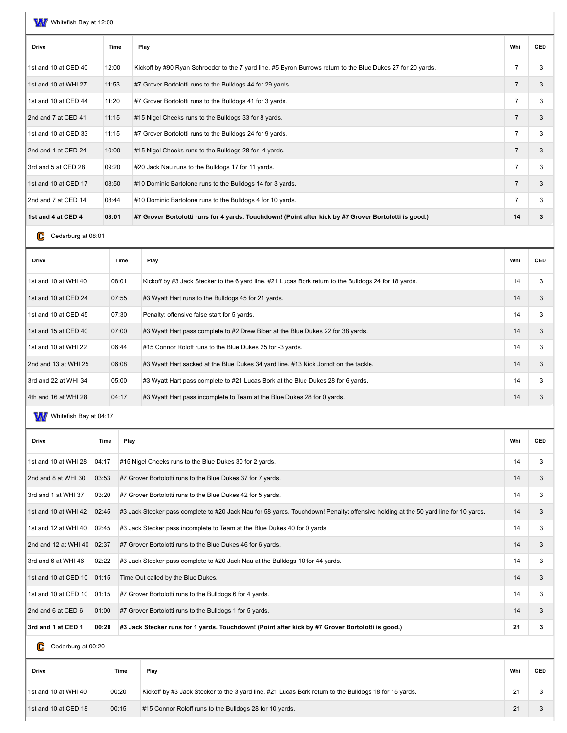Whitefish Bay at 12:00

| Drive | Time | Play | Whi | CED |
| --- | --- | --- | --- | --- |
| 1st and 10 at CED 40 | 12:00 | Kickoff by #90 Ryan Schroeder to the 7 yard line. #5 Byron Burrows return to the Blue Dukes 27 for 20 yards. | 7 | 3 |
| 1st and 10 at WHI 27 | 11:53 | #7 Grover Bortolotti runs to the Bulldogs 44 for 29 yards. | 7 | 3 |
| 1st and 10 at CED 44 | 11:20 | #7 Grover Bortolotti runs to the Bulldogs 41 for 3 yards. | 7 | 3 |
| 2nd and 7 at CED 41 | 11:15 | #15 Nigel Cheeks runs to the Bulldogs 33 for 8 yards. | 7 | 3 |
| 1st and 10 at CED 33 | 11:15 | #7 Grover Bortolotti runs to the Bulldogs 24 for 9 yards. | 7 | 3 |
| 2nd and 1 at CED 24 | 10:00 | #15 Nigel Cheeks runs to the Bulldogs 28 for -4 yards. | 7 | 3 |
| 3rd and 5 at CED 28 | 09:20 | #20 Jack Nau runs to the Bulldogs 17 for 11 yards. | 7 | 3 |
| 1st and 10 at CED 17 | 08:50 | #10 Dominic Bartolone runs to the Bulldogs 14 for 3 yards. | 7 | 3 |
| 2nd and 7 at CED 14 | 08:44 | #10 Dominic Bartolone runs to the Bulldogs 4 for 10 yards. | 7 | 3 |
| **1st and 4 at CED 4** | **08:01** | **#7 Grover Bortolotti runs for 4 yards. Touchdown! (Point after kick by #7 Grover Bortolotti is good.)** | **14** | **3** |

Cedarburg at 08:01

| Drive | Time | Play | Whi | CED |
| --- | --- | --- | --- | --- |
| 1st and 10 at WHI 40 | 08:01 | Kickoff by #3 Jack Stecker to the 6 yard line. #21 Lucas Bork return to the Bulldogs 24 for 18 yards. | 14 | 3 |
| 1st and 10 at CED 24 | 07:55 | #3 Wyatt Hart runs to the Bulldogs 45 for 21 yards. | 14 | 3 |
| 1st and 10 at CED 45 | 07:30 | Penalty: offensive false start for 5 yards. | 14 | 3 |
| 1st and 15 at CED 40 | 07:00 | #3 Wyatt Hart pass complete to #2 Drew Biber at the Blue Dukes 22 for 38 yards. | 14 | 3 |
| 1st and 10 at WHI 22 | 06:44 | #15 Connor Roloff runs to the Blue Dukes 25 for -3 yards. | 14 | 3 |
| 2nd and 13 at WHI 25 | 06:08 | #3 Wyatt Hart sacked at the Blue Dukes 34 yard line. #13 Nick Jorndt on the tackle. | 14 | 3 |
| 3rd and 22 at WHI 34 | 05:00 | #3 Wyatt Hart pass complete to #21 Lucas Bork at the Blue Dukes 28 for 6 yards. | 14 | 3 |
| 4th and 16 at WHI 28 | 04:17 | #3 Wyatt Hart pass incomplete to Team at the Blue Dukes 28 for 0 yards. | 14 | 3 |

Whitefish Bay at 04:17

| Drive | Time | Play | Whi | CED |
| --- | --- | --- | --- | --- |
| 1st and 10 at WHI 28 | 04:17 | #15 Nigel Cheeks runs to the Blue Dukes 30 for 2 yards. | 14 | 3 |
| 2nd and 8 at WHI 30 | 03:53 | #7 Grover Bortolotti runs to the Blue Dukes 37 for 7 yards. | 14 | 3 |
| 3rd and 1 at WHI 37 | 03:20 | #7 Grover Bortolotti runs to the Blue Dukes 42 for 5 yards. | 14 | 3 |
| 1st and 10 at WHI 42 | 02:45 | #3 Jack Stecker pass complete to #20 Jack Nau for 58 yards. Touchdown! Penalty: offensive holding at the 50 yard line for 10 yards. | 14 | 3 |
| 1st and 12 at WHI 40 | 02:45 | #3 Jack Stecker pass incomplete to Team at the Blue Dukes 40 for 0 yards. | 14 | 3 |
| 2nd and 12 at WHI 40 | 02:37 | #7 Grover Bortolotti runs to the Blue Dukes 46 for 6 yards. | 14 | 3 |
| 3rd and 6 at WHI 46 | 02:22 | #3 Jack Stecker pass complete to #20 Jack Nau at the Bulldogs 10 for 44 yards. | 14 | 3 |
| 1st and 10 at CED 10 | 01:15 | Time Out called by the Blue Dukes. | 14 | 3 |
| 1st and 10 at CED 10 | 01:15 | #7 Grover Bortolotti runs to the Bulldogs 6 for 4 yards. | 14 | 3 |
| 2nd and 6 at CED 6 | 01:00 | #7 Grover Bortolotti runs to the Bulldogs 1 for 5 yards. | 14 | 3 |
| **3rd and 1 at CED 1** | **00:20** | **#3 Jack Stecker runs for 1 yards. Touchdown! (Point after kick by #7 Grover Bortolotti is good.)** | **21** | **3** |

Cedarburg at 00:20

| Drive | Time | Play | Whi | CED |
| --- | --- | --- | --- | --- |
| 1st and 10 at WHI 40 | 00:20 | Kickoff by #3 Jack Stecker to the 3 yard line. #21 Lucas Bork return to the Bulldogs 18 for 15 yards. | 21 | 3 |
| 1st and 10 at CED 18 | 00:15 | #15 Connor Roloff runs to the Bulldogs 28 for 10 yards. | 21 | 3 |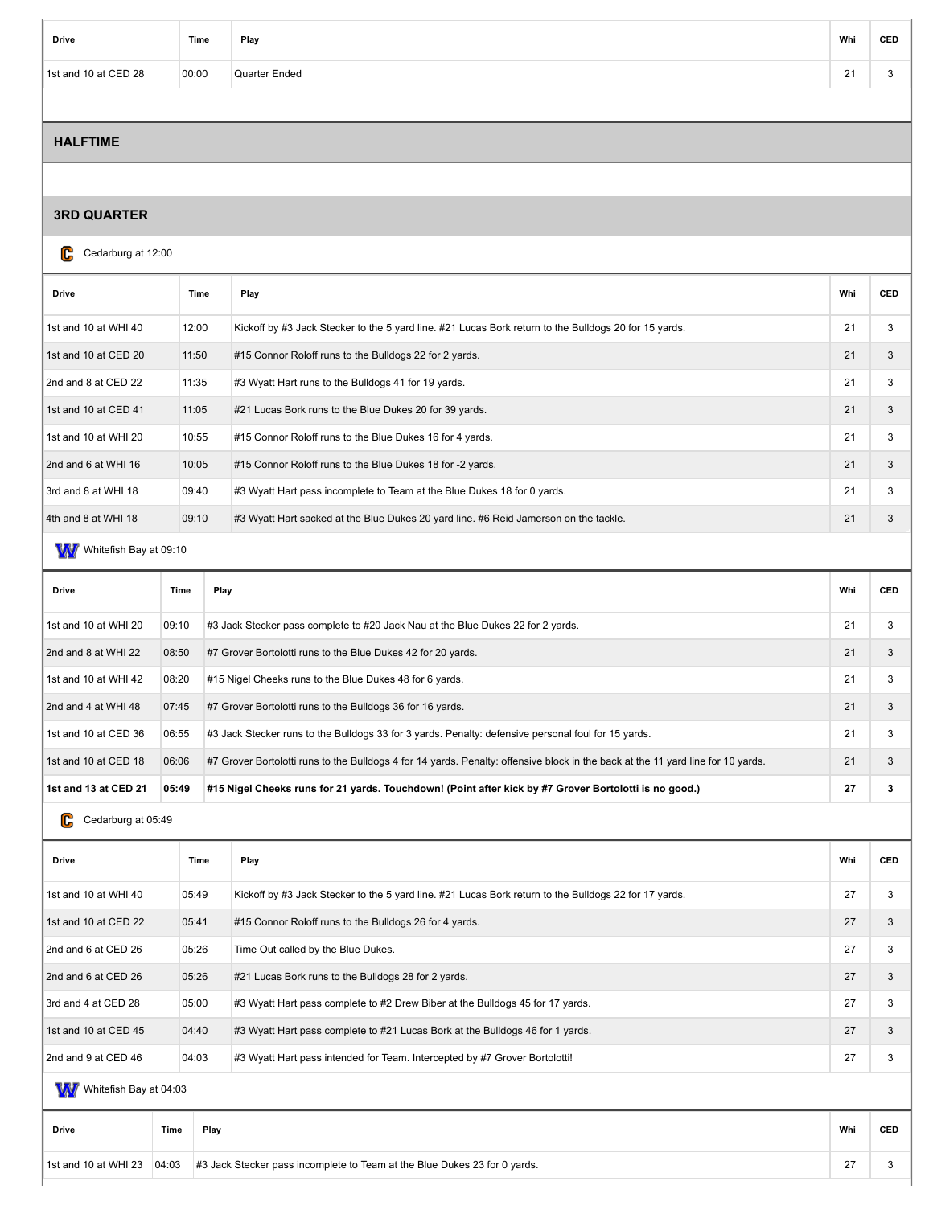| Drive | Time | Play | Whi | CED |
|---|---|---|---|---|
| 1st and 10 at CED 28 | 00:00 | Quarter Ended | 21 | 3 |

## HALFTIME

## 3RD QUARTER

Cedarburg at 12:00

| Drive | Time | Play | Whi | CED |
|---|---|---|---|---|
| 1st and 10 at WHI 40 | 12:00 | Kickoff by #3 Jack Stecker to the 5 yard line. #21 Lucas Bork return to the Bulldogs 20 for 15 yards. | 21 | 3 |
| 1st and 10 at CED 20 | 11:50 | #15 Connor Roloff runs to the Bulldogs 22 for 2 yards. | 21 | 3 |
| 2nd and 8 at CED 22 | 11:35 | #3 Wyatt Hart runs to the Bulldogs 41 for 19 yards. | 21 | 3 |
| 1st and 10 at CED 41 | 11:05 | #21 Lucas Bork runs to the Blue Dukes 20 for 39 yards. | 21 | 3 |
| 1st and 10 at WHI 20 | 10:55 | #15 Connor Roloff runs to the Blue Dukes 16 for 4 yards. | 21 | 3 |
| 2nd and 6 at WHI 16 | 10:05 | #15 Connor Roloff runs to the Blue Dukes 18 for -2 yards. | 21 | 3 |
| 3rd and 8 at WHI 18 | 09:40 | #3 Wyatt Hart pass incomplete to Team at the Blue Dukes 18 for 0 yards. | 21 | 3 |
| 4th and 8 at WHI 18 | 09:10 | #3 Wyatt Hart sacked at the Blue Dukes 20 yard line. #6 Reid Jamerson on the tackle. | 21 | 3 |

Whitefish Bay at 09:10

| Drive | Time | Play | Whi | CED |
|---|---|---|---|---|
| 1st and 10 at WHI 20 | 09:10 | #3 Jack Stecker pass complete to #20 Jack Nau at the Blue Dukes 22 for 2 yards. | 21 | 3 |
| 2nd and 8 at WHI 22 | 08:50 | #7 Grover Bortolotti runs to the Blue Dukes 42 for 20 yards. | 21 | 3 |
| 1st and 10 at WHI 42 | 08:20 | #15 Nigel Cheeks runs to the Blue Dukes 48 for 6 yards. | 21 | 3 |
| 2nd and 4 at WHI 48 | 07:45 | #7 Grover Bortolotti runs to the Bulldogs 36 for 16 yards. | 21 | 3 |
| 1st and 10 at CED 36 | 06:55 | #3 Jack Stecker runs to the Bulldogs 33 for 3 yards. Penalty: defensive personal foul for 15 yards. | 21 | 3 |
| 1st and 10 at CED 18 | 06:06 | #7 Grover Bortolotti runs to the Bulldogs 4 for 14 yards. Penalty: offensive block in the back at the 11 yard line for 10 yards. | 21 | 3 |
| **1st and 13 at CED 21** | **05:49** | **#15 Nigel Cheeks runs for 21 yards. Touchdown! (Point after kick by #7 Grover Bortolotti is no good.)** | **27** | **3** |

Cedarburg at 05:49

| Drive | Time | Play | Whi | CED |
|---|---|---|---|---|
| 1st and 10 at WHI 40 | 05:49 | Kickoff by #3 Jack Stecker to the 5 yard line. #21 Lucas Bork return to the Bulldogs 22 for 17 yards. | 27 | 3 |
| 1st and 10 at CED 22 | 05:41 | #15 Connor Roloff runs to the Bulldogs 26 for 4 yards. | 27 | 3 |
| 2nd and 6 at CED 26 | 05:26 | Time Out called by the Blue Dukes. | 27 | 3 |
| 2nd and 6 at CED 26 | 05:26 | #21 Lucas Bork runs to the Bulldogs 28 for 2 yards. | 27 | 3 |
| 3rd and 4 at CED 28 | 05:00 | #3 Wyatt Hart pass complete to #2 Drew Biber at the Bulldogs 45 for 17 yards. | 27 | 3 |
| 1st and 10 at CED 45 | 04:40 | #3 Wyatt Hart pass complete to #21 Lucas Bork at the Bulldogs 46 for 1 yards. | 27 | 3 |
| 2nd and 9 at CED 46 | 04:03 | #3 Wyatt Hart pass intended for Team. Intercepted by #7 Grover Bortolotti! | 27 | 3 |

Whitefish Bay at 04:03

| Drive | Time | Play | Whi | CED |
|---|---|---|---|---|
| 1st and 10 at WHI 23 | 04:03 | #3 Jack Stecker pass incomplete to Team at the Blue Dukes 23 for 0 yards. | 27 | 3 |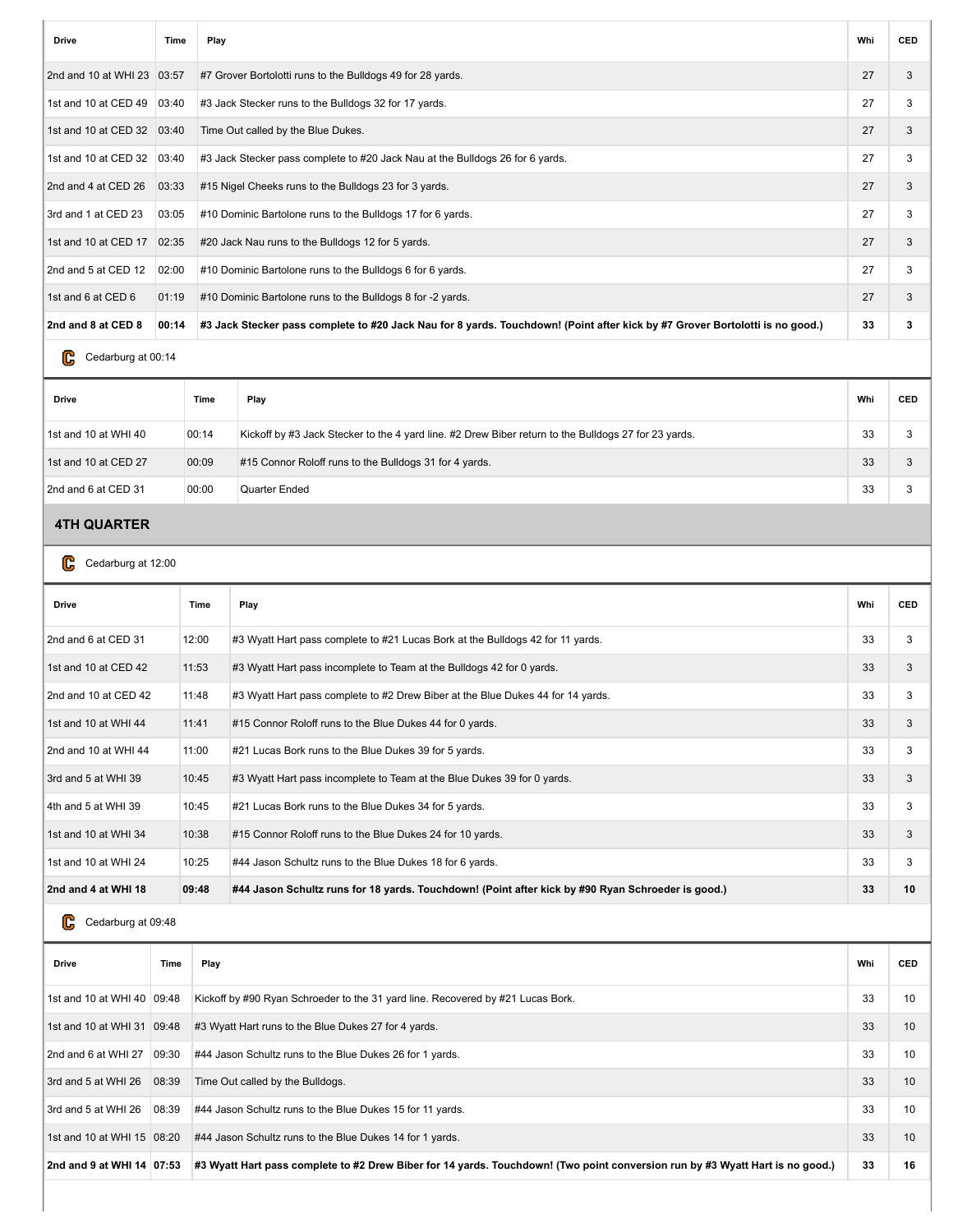| Drive | Time | Play | Whi | CED |
|---|---|---|---|---|
| 2nd and 10 at WHI 23 | 03:57 | #7 Grover Bortolotti runs to the Bulldogs 49 for 28 yards. | 27 | 3 |
| 1st and 10 at CED 49 | 03:40 | #3 Jack Stecker runs to the Bulldogs 32 for 17 yards. | 27 | 3 |
| 1st and 10 at CED 32 | 03:40 | Time Out called by the Blue Dukes. | 27 | 3 |
| 1st and 10 at CED 32 | 03:40 | #3 Jack Stecker pass complete to #20 Jack Nau at the Bulldogs 26 for 6 yards. | 27 | 3 |
| 2nd and 4 at CED 26 | 03:33 | #15 Nigel Cheeks runs to the Bulldogs 23 for 3 yards. | 27 | 3 |
| 3rd and 1 at CED 23 | 03:05 | #10 Dominic Bartolone runs to the Bulldogs 17 for 6 yards. | 27 | 3 |
| 1st and 10 at CED 17 | 02:35 | #20 Jack Nau runs to the Bulldogs 12 for 5 yards. | 27 | 3 |
| 2nd and 5 at CED 12 | 02:00 | #10 Dominic Bartolone runs to the Bulldogs 6 for 6 yards. | 27 | 3 |
| 1st and 6 at CED 6 | 01:19 | #10 Dominic Bartolone runs to the Bulldogs 8 for -2 yards. | 27 | 3 |
| **2nd and 8 at CED 8** | **00:14** | **#3 Jack Stecker pass complete to #20 Jack Nau for 8 yards. Touchdown! (Point after kick by #7 Grover Bortolotti is no good.)** | **33** | **3** |

Cedarburg at 00:14

| Drive | Time | Play | Whi | CED |
|---|---|---|---|---|
| 1st and 10 at WHI 40 | 00:14 | Kickoff by #3 Jack Stecker to the 4 yard line. #2 Drew Biber return to the Bulldogs 27 for 23 yards. | 33 | 3 |
| 1st and 10 at CED 27 | 00:09 | #15 Connor Roloff runs to the Bulldogs 31 for 4 yards. | 33 | 3 |
| 2nd and 6 at CED 31 | 00:00 | Quarter Ended | 33 | 3 |

## 4TH QUARTER

Cedarburg at 12:00

| Drive | Time | Play | Whi | CED |
|---|---|---|---|---|
| 2nd and 6 at CED 31 | 12:00 | #3 Wyatt Hart pass complete to #21 Lucas Bork at the Bulldogs 42 for 11 yards. | 33 | 3 |
| 1st and 10 at CED 42 | 11:53 | #3 Wyatt Hart pass incomplete to Team at the Bulldogs 42 for 0 yards. | 33 | 3 |
| 2nd and 10 at CED 42 | 11:48 | #3 Wyatt Hart pass complete to #2 Drew Biber at the Blue Dukes 44 for 14 yards. | 33 | 3 |
| 1st and 10 at WHI 44 | 11:41 | #15 Connor Roloff runs to the Blue Dukes 44 for 0 yards. | 33 | 3 |
| 2nd and 10 at WHI 44 | 11:00 | #21 Lucas Bork runs to the Blue Dukes 39 for 5 yards. | 33 | 3 |
| 3rd and 5 at WHI 39 | 10:45 | #3 Wyatt Hart pass incomplete to Team at the Blue Dukes 39 for 0 yards. | 33 | 3 |
| 4th and 5 at WHI 39 | 10:45 | #21 Lucas Bork runs to the Blue Dukes 34 for 5 yards. | 33 | 3 |
| 1st and 10 at WHI 34 | 10:38 | #15 Connor Roloff runs to the Blue Dukes 24 for 10 yards. | 33 | 3 |
| 1st and 10 at WHI 24 | 10:25 | #44 Jason Schultz runs to the Blue Dukes 18 for 6 yards. | 33 | 3 |
| **2nd and 4 at WHI 18** | **09:48** | **#44 Jason Schultz runs for 18 yards. Touchdown! (Point after kick by #90 Ryan Schroeder is good.)** | **33** | **10** |

Cedarburg at 09:48

| Drive | Time | Play | Whi | CED |
|---|---|---|---|---|
| 1st and 10 at WHI 40 | 09:48 | Kickoff by #90 Ryan Schroeder to the 31 yard line. Recovered by #21 Lucas Bork. | 33 | 10 |
| 1st and 10 at WHI 31 | 09:48 | #3 Wyatt Hart runs to the Blue Dukes 27 for 4 yards. | 33 | 10 |
| 2nd and 6 at WHI 27 | 09:30 | #44 Jason Schultz runs to the Blue Dukes 26 for 1 yards. | 33 | 10 |
| 3rd and 5 at WHI 26 | 08:39 | Time Out called by the Bulldogs. | 33 | 10 |
| 3rd and 5 at WHI 26 | 08:39 | #44 Jason Schultz runs to the Blue Dukes 15 for 11 yards. | 33 | 10 |
| 1st and 10 at WHI 15 | 08:20 | #44 Jason Schultz runs to the Blue Dukes 14 for 1 yards. | 33 | 10 |
| **2nd and 9 at WHI 14** | **07:53** | **#3 Wyatt Hart pass complete to #2 Drew Biber for 14 yards. Touchdown! (Two point conversion run by #3 Wyatt Hart is no good.)** | **33** | **16** |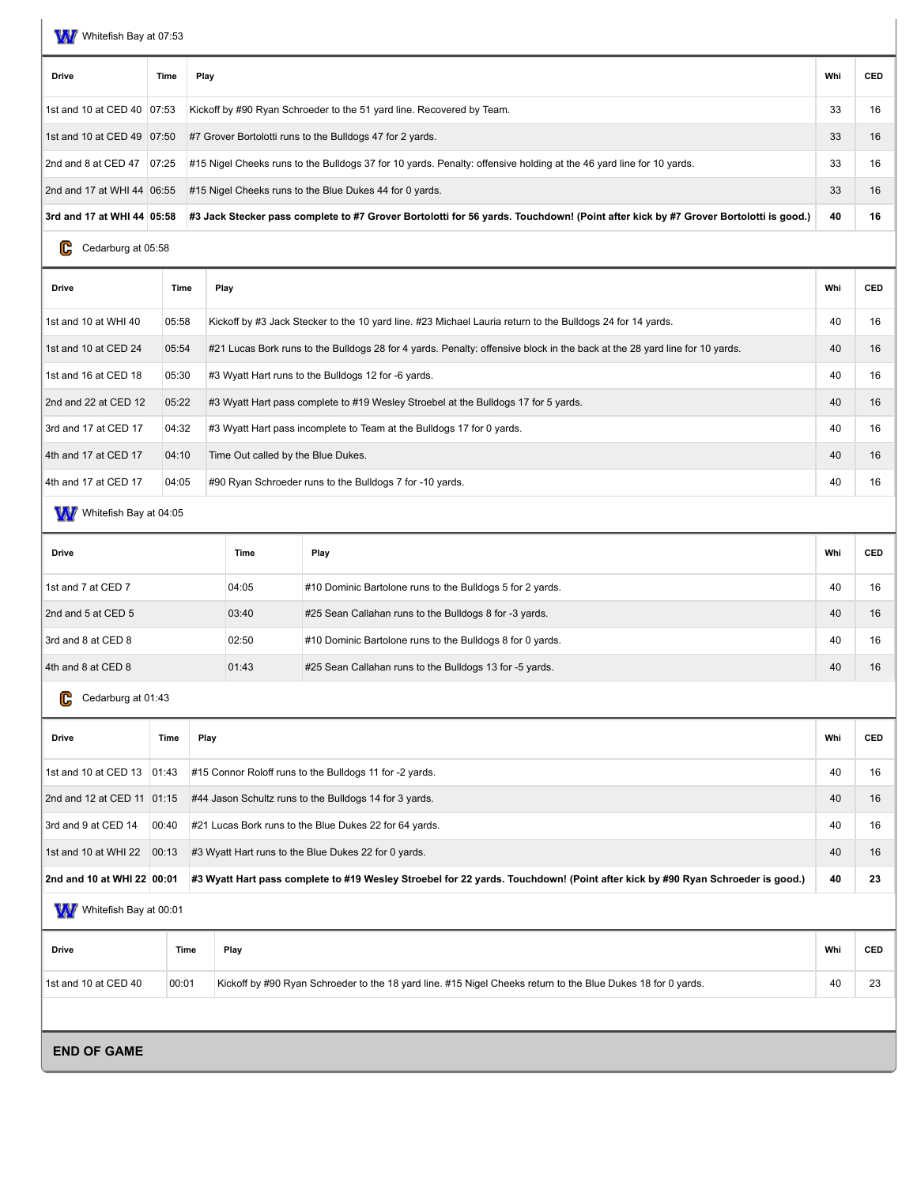Whitefish Bay at 07:53

| Drive | Time | Play | Whi | CED |
|---|---|---|---|---|
| 1st and 10 at CED 40 | 07:53 | Kickoff by #90 Ryan Schroeder to the 51 yard line. Recovered by Team. | 33 | 16 |
| 1st and 10 at CED 49 | 07:50 | #7 Grover Bortolotti runs to the Bulldogs 47 for 2 yards. | 33 | 16 |
| 2nd and 8 at CED 47 | 07:25 | #15 Nigel Cheeks runs to the Bulldogs 37 for 10 yards. Penalty: offensive holding at the 46 yard line for 10 yards. | 33 | 16 |
| 2nd and 17 at WHI 44 | 06:55 | #15 Nigel Cheeks runs to the Blue Dukes 44 for 0 yards. | 33 | 16 |
| **3rd and 17 at WHI 44** | **05:58** | **#3 Jack Stecker pass complete to #7 Grover Bortolotti for 56 yards. Touchdown! (Point after kick by #7 Grover Bortolotti is good.)** | **40** | **16** |

Cedarburg at 05:58

| Drive | Time | Play | Whi | CED |
|---|---|---|---|---|
| 1st and 10 at WHI 40 | 05:58 | Kickoff by #3 Jack Stecker to the 10 yard line. #23 Michael Lauria return to the Bulldogs 24 for 14 yards. | 40 | 16 |
| 1st and 10 at CED 24 | 05:54 | #21 Lucas Bork runs to the Bulldogs 28 for 4 yards. Penalty: offensive block in the back at the 28 yard line for 10 yards. | 40 | 16 |
| 1st and 16 at CED 18 | 05:30 | #3 Wyatt Hart runs to the Bulldogs 12 for -6 yards. | 40 | 16 |
| 2nd and 22 at CED 12 | 05:22 | #3 Wyatt Hart pass complete to #19 Wesley Stroebel at the Bulldogs 17 for 5 yards. | 40 | 16 |
| 3rd and 17 at CED 17 | 04:32 | #3 Wyatt Hart pass incomplete to Team at the Bulldogs 17 for 0 yards. | 40 | 16 |
| 4th and 17 at CED 17 | 04:10 | Time Out called by the Blue Dukes. | 40 | 16 |
| 4th and 17 at CED 17 | 04:05 | #90 Ryan Schroeder runs to the Bulldogs 7 for -10 yards. | 40 | 16 |

Whitefish Bay at 04:05

| Drive | Time | Play | Whi | CED |
|---|---|---|---|---|
| 1st and 7 at CED 7 | 04:05 | #10 Dominic Bartolone runs to the Bulldogs 5 for 2 yards. | 40 | 16 |
| 2nd and 5 at CED 5 | 03:40 | #25 Sean Callahan runs to the Bulldogs 8 for -3 yards. | 40 | 16 |
| 3rd and 8 at CED 8 | 02:50 | #10 Dominic Bartolone runs to the Bulldogs 8 for 0 yards. | 40 | 16 |
| 4th and 8 at CED 8 | 01:43 | #25 Sean Callahan runs to the Bulldogs 13 for -5 yards. | 40 | 16 |

Cedarburg at 01:43

| Drive | Time | Play | Whi | CED |
|---|---|---|---|---|
| 1st and 10 at CED 13 | 01:43 | #15 Connor Roloff runs to the Bulldogs 11 for -2 yards. | 40 | 16 |
| 2nd and 12 at CED 11 | 01:15 | #44 Jason Schultz runs to the Bulldogs 14 for 3 yards. | 40 | 16 |
| 3rd and 9 at CED 14 | 00:40 | #21 Lucas Bork runs to the Blue Dukes 22 for 64 yards. | 40 | 16 |
| 1st and 10 at WHI 22 | 00:13 | #3 Wyatt Hart runs to the Blue Dukes 22 for 0 yards. | 40 | 16 |
| **2nd and 10 at WHI 22** | **00:01** | **#3 Wyatt Hart pass complete to #19 Wesley Stroebel for 22 yards. Touchdown! (Point after kick by #90 Ryan Schroeder is good.)** | **40** | **23** |

Whitefish Bay at 00:01

| Drive | Time | Play | Whi | CED |
|---|---|---|---|---|
| 1st and 10 at CED 40 | 00:01 | Kickoff by #90 Ryan Schroeder to the 18 yard line. #15 Nigel Cheeks return to the Blue Dukes 18 for 0 yards. | 40 | 23 |

**END OF GAME**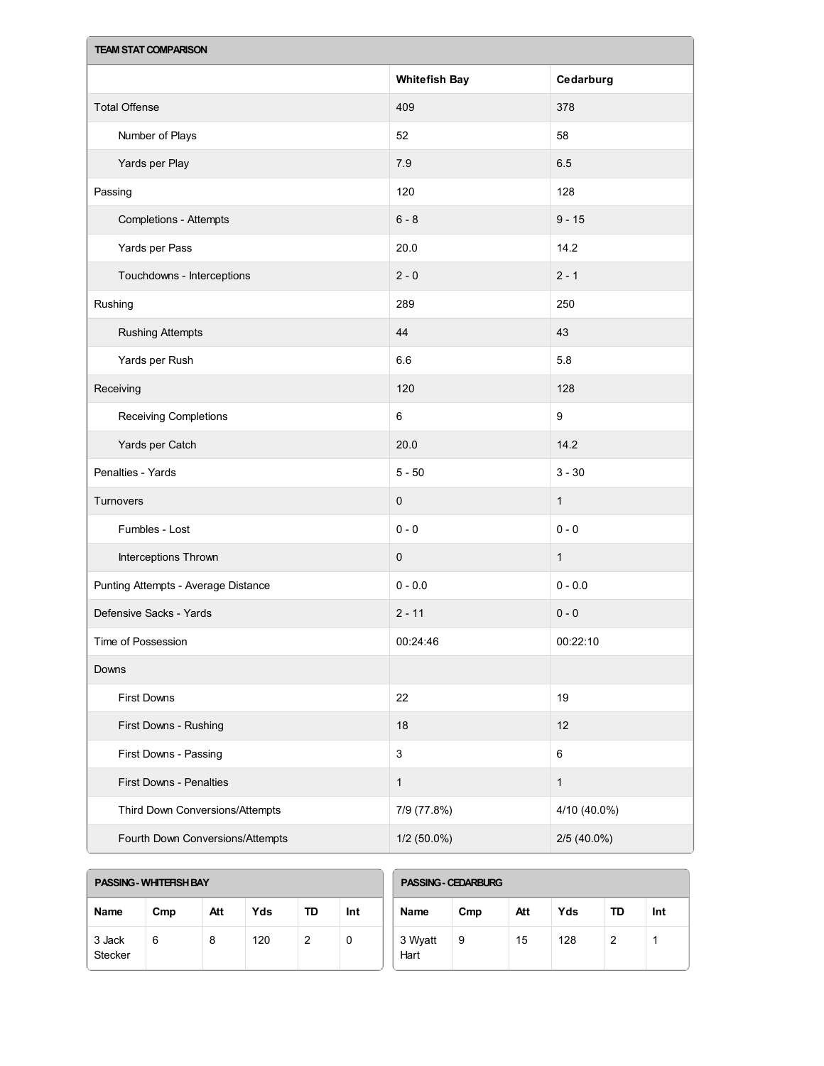### TEAM STAT COMPARISON

| | Whitefish Bay | Cedarburg |
|---|---|---|
| Total Offense | 409 | 378 |
| Number of Plays | 52 | 58 |
| Yards per Play | 7.9 | 6.5 |
| Passing | 120 | 128 |
| Completions - Attempts | 6 - 8 | 9 - 15 |
| Yards per Pass | 20.0 | 14.2 |
| Touchdowns - Interceptions | 2 - 0 | 2 - 1 |
| Rushing | 289 | 250 |
| Rushing Attempts | 44 | 43 |
| Yards per Rush | 6.6 | 5.8 |
| Receiving | 120 | 128 |
| Receiving Completions | 6 | 9 |
| Yards per Catch | 20.0 | 14.2 |
| Penalties - Yards | 5 - 50 | 3 - 30 |
| Turnovers | 0 | 1 |
| Fumbles - Lost | 0 - 0 | 0 - 0 |
| Interceptions Thrown | 0 | 1 |
| Punting Attempts - Average Distance | 0 - 0.0 | 0 - 0.0 |
| Defensive Sacks - Yards | 2 - 11 | 0 - 0 |
| Time of Possession | 00:24:46 | 00:22:10 |
| Downs | | |
| First Downs | 22 | 19 |
| First Downs - Rushing | 18 | 12 |
| First Downs - Passing | 3 | 6 |
| First Downs - Penalties | 1 | 1 |
| Third Down Conversions/Attempts | 7/9 (77.8%) | 4/10 (40.0%) |
| Fourth Down Conversions/Attempts | 1/2 (50.0%) | 2/5 (40.0%) |

### PASSING - WHITEFISH BAY

| Name | Cmp | Att | Yds | TD | Int |
|---|---|---|---|---|---|
| 3 Jack Stecker | 6 | 8 | 120 | 2 | 0 |

### PASSING - CEDARBURG

| Name | Cmp | Att | Yds | TD | Int |
|---|---|---|---|---|---|
| 3 Wyatt Hart | 9 | 15 | 128 | 2 | 1 |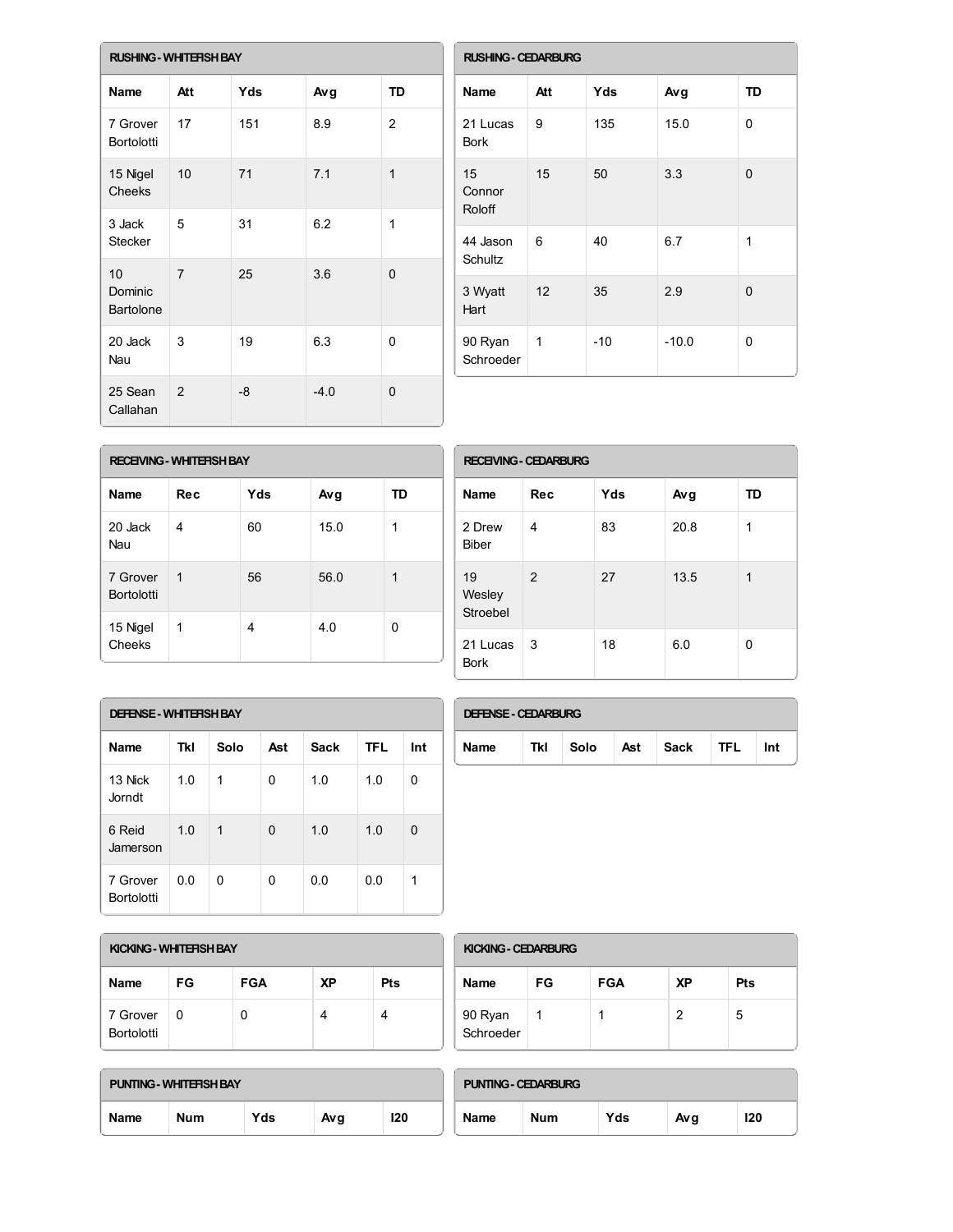## RUSHING - WHITEFISH BAY

| Name | Att | Yds | Avg | TD |
|---|---|---|---|---|
| 7 Grover Bortolotti | 17 | 151 | 8.9 | 2 |
| 15 Nigel Cheeks | 10 | 71 | 7.1 | 1 |
| 3 Jack Stecker | 5 | 31 | 6.2 | 1 |
| 10 Dominic Bartolone | 7 | 25 | 3.6 | 0 |
| 20 Jack Nau | 3 | 19 | 6.3 | 0 |
| 25 Sean Callahan | 2 | -8 | -4.0 | 0 |

## RUSHING - CEDARBURG

| Name | Att | Yds | Avg | TD |
|---|---|---|---|---|
| 21 Lucas Bork | 9 | 135 | 15.0 | 0 |
| 15 Connor Roloff | 15 | 50 | 3.3 | 0 |
| 44 Jason Schultz | 6 | 40 | 6.7 | 1 |
| 3 Wyatt Hart | 12 | 35 | 2.9 | 0 |
| 90 Ryan Schroeder | 1 | -10 | -10.0 | 0 |

## RECEIVING - WHITEFISH BAY

| Name | Rec | Yds | Avg | TD |
|---|---|---|---|---|
| 20 Jack Nau | 4 | 60 | 15.0 | 1 |
| 7 Grover Bortolotti | 1 | 56 | 56.0 | 1 |
| 15 Nigel Cheeks | 1 | 4 | 4.0 | 0 |

## RECEIVING - CEDARBURG

| Name | Rec | Yds | Avg | TD |
|---|---|---|---|---|
| 2 Drew Biber | 4 | 83 | 20.8 | 1 |
| 19 Wesley Stroebel | 2 | 27 | 13.5 | 1 |
| 21 Lucas Bork | 3 | 18 | 6.0 | 0 |

## DEFENSE - WHITEFISH BAY

| Name | Tkl | Solo | Ast | Sack | TFL | Int |
|---|---|---|---|---|---|---|
| 13 Nick Jorndt | 1.0 | 1 | 0 | 1.0 | 1.0 | 0 |
| 6 Reid Jamerson | 1.0 | 1 | 0 | 1.0 | 1.0 | 0 |
| 7 Grover Bortolotti | 0.0 | 0 | 0 | 0.0 | 0.0 | 1 |

## DEFENSE - CEDARBURG

| Name | Tkl | Solo | Ast | Sack | TFL | Int |
|---|---|---|---|---|---|---|

## KICKING - WHITEFISH BAY

| Name | FG | FGA | XP | Pts |
|---|---|---|---|---|
| 7 Grover Bortolotti | 0 | 0 | 4 | 4 |

## KICKING - CEDARBURG

| Name | FG | FGA | XP | Pts |
|---|---|---|---|---|
| 90 Ryan Schroeder | 1 | 1 | 2 | 5 |

## PUNTING - WHITEFISH BAY

| Name | Num | Yds | Avg | I20 |
|---|---|---|---|---|

## PUNTING - CEDARBURG

| Name | Num | Yds | Avg | I20 |
|---|---|---|---|---|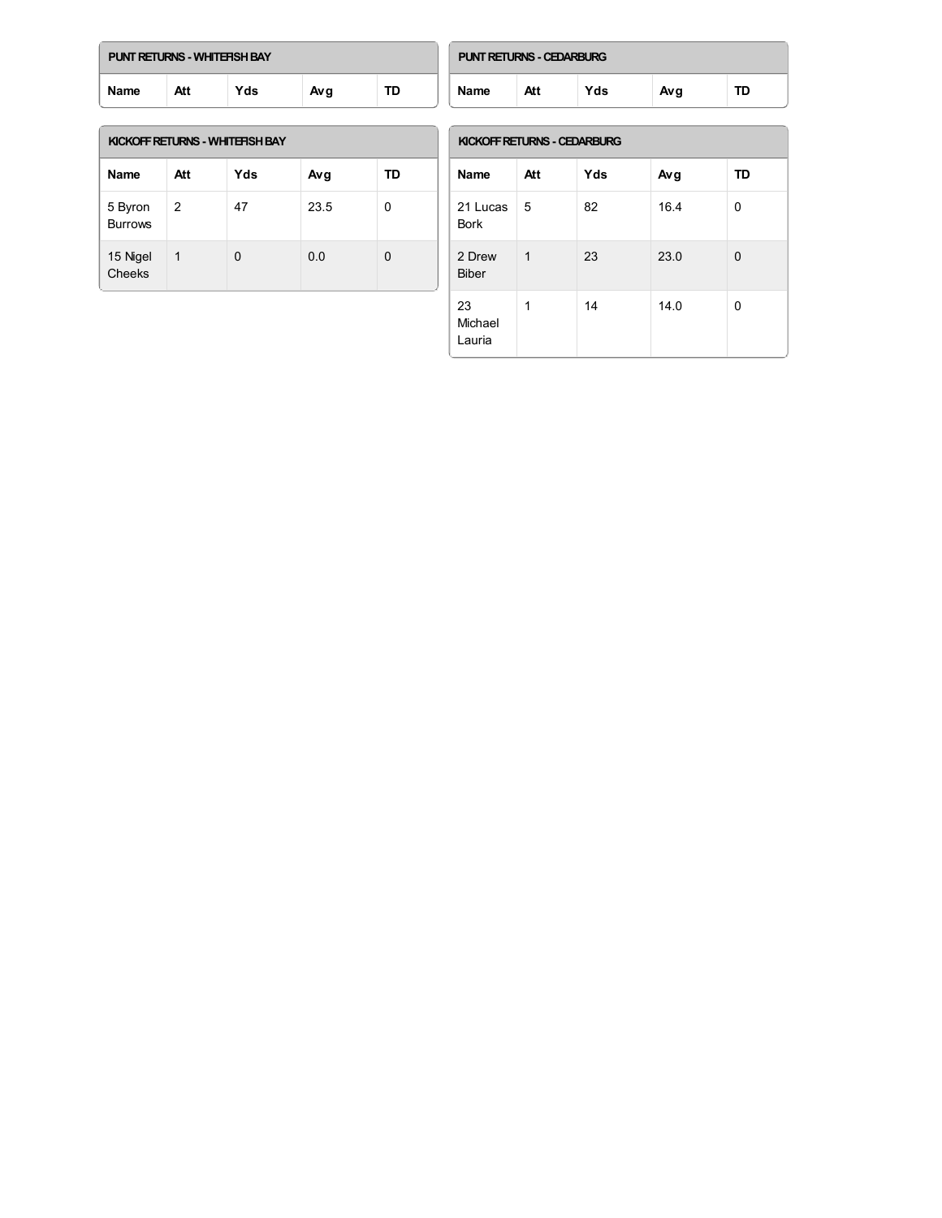### PUNT RETURNS - WHITEFISH BAY

| Name | Att | Yds | Avg | TD |
|---|---|---|---|---|

### PUNT RETURNS - CEDARBURG

| Name | Att | Yds | Avg | TD |
|---|---|---|---|---|

### KICKOFF RETURNS - WHITEFISH BAY

| Name | Att | Yds | Avg | TD |
|---|---|---|---|---|
| 5 Byron Burrows | 2 | 47 | 23.5 | 0 |
| 15 Nigel Cheeks | 1 | 0 | 0.0 | 0 |

### KICKOFF RETURNS - CEDARBURG

| Name | Att | Yds | Avg | TD |
|---|---|---|---|---|
| 21 Lucas Bork | 5 | 82 | 16.4 | 0 |
| 2 Drew Biber | 1 | 23 | 23.0 | 0 |
| 23 Michael Lauria | 1 | 14 | 14.0 | 0 |